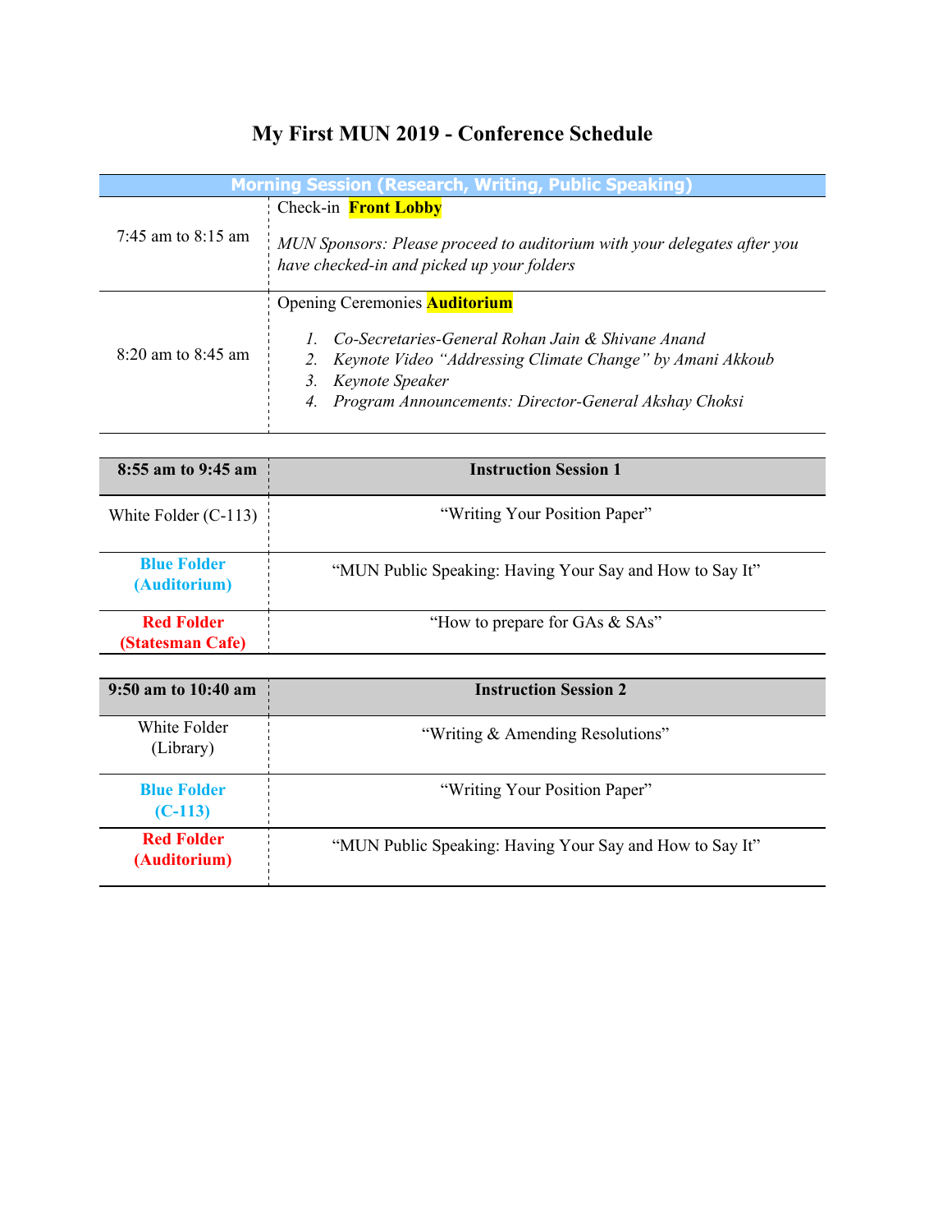# My First MUN 2019 - Conference Schedule

| Morning Session (Research, Writing, Public Speaking) | |
|---|---|
| 7:45 am to 8:15 am | Check-in **Front Lobby**<br><br>*MUN Sponsors: Please proceed to auditorium with your delegates after you have checked-in and picked up your folders* |
| 8:20 am to 8:45 am | Opening Ceremonies **Auditorium**<br><br>1. *Co-Secretaries-General Rohan Jain & Shivane Anand*<br>2. *Keynote Video "Addressing Climate Change" by Amani Akkoub*<br>3. *Keynote Speaker*<br>4. *Program Announcements: Director-General Akshay Choksi* |

| **8:55 am to 9:45 am** | **Instruction Session 1** |
|---|---|
| White Folder (C-113) | "Writing Your Position Paper" |
| **Blue Folder (Auditorium)** | "MUN Public Speaking: Having Your Say and How to Say It" |
| **Red Folder (Statesman Cafe)** | "How to prepare for GAs & SAs" |

| **9:50 am to 10:40 am** | **Instruction Session 2** |
|---|---|
| White Folder (Library) | "Writing & Amending Resolutions" |
| **Blue Folder (C-113)** | "Writing Your Position Paper" |
| **Red Folder (Auditorium)** | "MUN Public Speaking: Having Your Say and How to Say It" |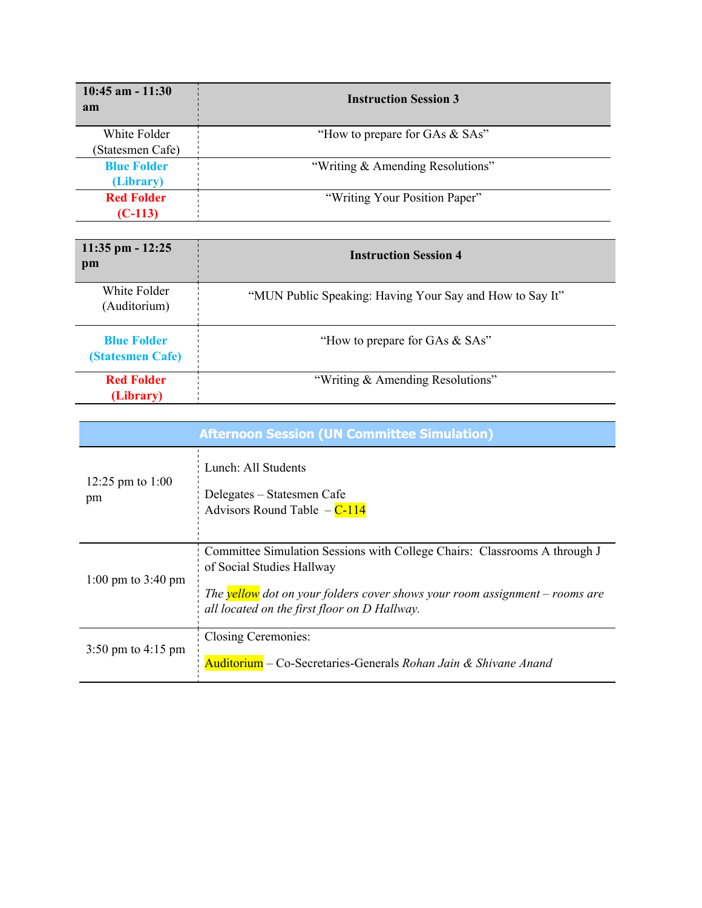| **10:45 am - 11:30 am** | **Instruction Session 3** |
| --- | --- |
| White Folder (Statesmen Cafe) | "How to prepare for GAs & SAs" |
| **Blue Folder (Library)** | "Writing & Amending Resolutions" |
| **Red Folder (C-113)** | "Writing Your Position Paper" |

| **11:35 pm - 12:25 pm** | **Instruction Session 4** |
| --- | --- |
| White Folder (Auditorium) | "MUN Public Speaking: Having Your Say and How to Say It" |
| **Blue Folder (Statesmen Cafe)** | "How to prepare for GAs & SAs" |
| **Red Folder (Library)** | "Writing & Amending Resolutions" |

| **Afternoon Session (UN Committee Simulation)** | |
| --- | --- |
| 12:25 pm to 1:00 pm | Lunch: All Students<br><br>Delegates – Statesmen Cafe<br>Advisors Round Table – C-114 |
| 1:00 pm to 3:40 pm | Committee Simulation Sessions with College Chairs: Classrooms A through J of Social Studies Hallway<br><br>*The yellow dot on your folders cover shows your room assignment – rooms are all located on the first floor on D Hallway.* |
| 3:50 pm to 4:15 pm | Closing Ceremonies:<br><br>Auditorium – Co-Secretaries-Generals *Rohan Jain & Shivane Anand* |